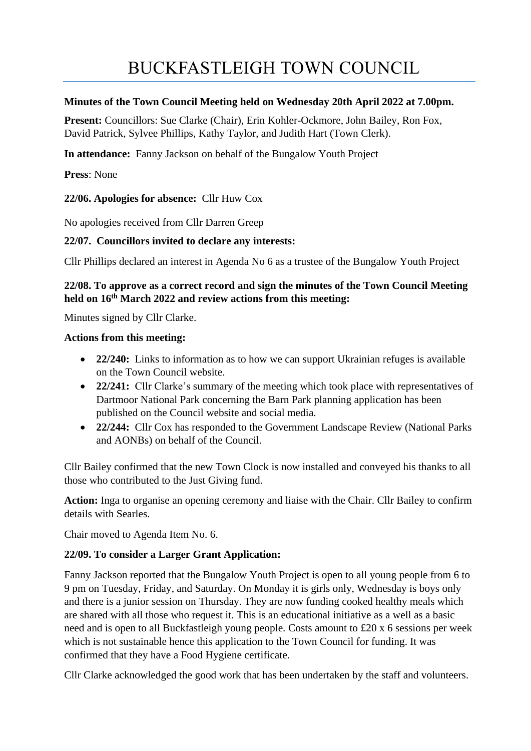# BUCKFASTLEIGH TOWN COUNCIL

**Minutes of the Town Council Meeting held on Wednesday 20th April 2022 at 7.00pm.**

**Present:** Councillors: Sue Clarke (Chair), Erin Kohler-Ockmore, John Bailey, Ron Fox, David Patrick, Sylvee Phillips, Kathy Taylor, and Judith Hart (Town Clerk).

**In attendance:** Fanny Jackson on behalf of the Bungalow Youth Project

**Press**: None

**22/06. Apologies for absence:** Cllr Huw Cox

No apologies received from Cllr Darren Greep

**22/07. Councillors invited to declare any interests:**

Cllr Phillips declared an interest in Agenda No 6 as a trustee of the Bungalow Youth Project

**22/08. To approve as a correct record and sign the minutes of the Town Council Meeting held on 16th March 2022 and review actions from this meeting:**

Minutes signed by Cllr Clarke.

**Actions from this meeting:**

- **22/240:** Links to information as to how we can support Ukrainian refuges is available on the Town Council website.
- **22/241:** Cllr Clarke's summary of the meeting which took place with representatives of Dartmoor National Park concerning the Barn Park planning application has been published on the Council website and social media.
- **22/244:** Cllr Cox has responded to the Government Landscape Review (National Parks and AONBs) on behalf of the Council.

Cllr Bailey confirmed that the new Town Clock is now installed and conveyed his thanks to all those who contributed to the Just Giving fund.

**Action:** Inga to organise an opening ceremony and liaise with the Chair. Cllr Bailey to confirm details with Searles.

Chair moved to Agenda Item No. 6.

**22/09. To consider a Larger Grant Application:**

Fanny Jackson reported that the Bungalow Youth Project is open to all young people from 6 to 9 pm on Tuesday, Friday, and Saturday. On Monday it is girls only, Wednesday is boys only and there is a junior session on Thursday. They are now funding cooked healthy meals which are shared with all those who request it. This is an educational initiative as a well as a basic need and is open to all Buckfastleigh young people. Costs amount to £20 x 6 sessions per week which is not sustainable hence this application to the Town Council for funding. It was confirmed that they have a Food Hygiene certificate.

Cllr Clarke acknowledged the good work that has been undertaken by the staff and volunteers.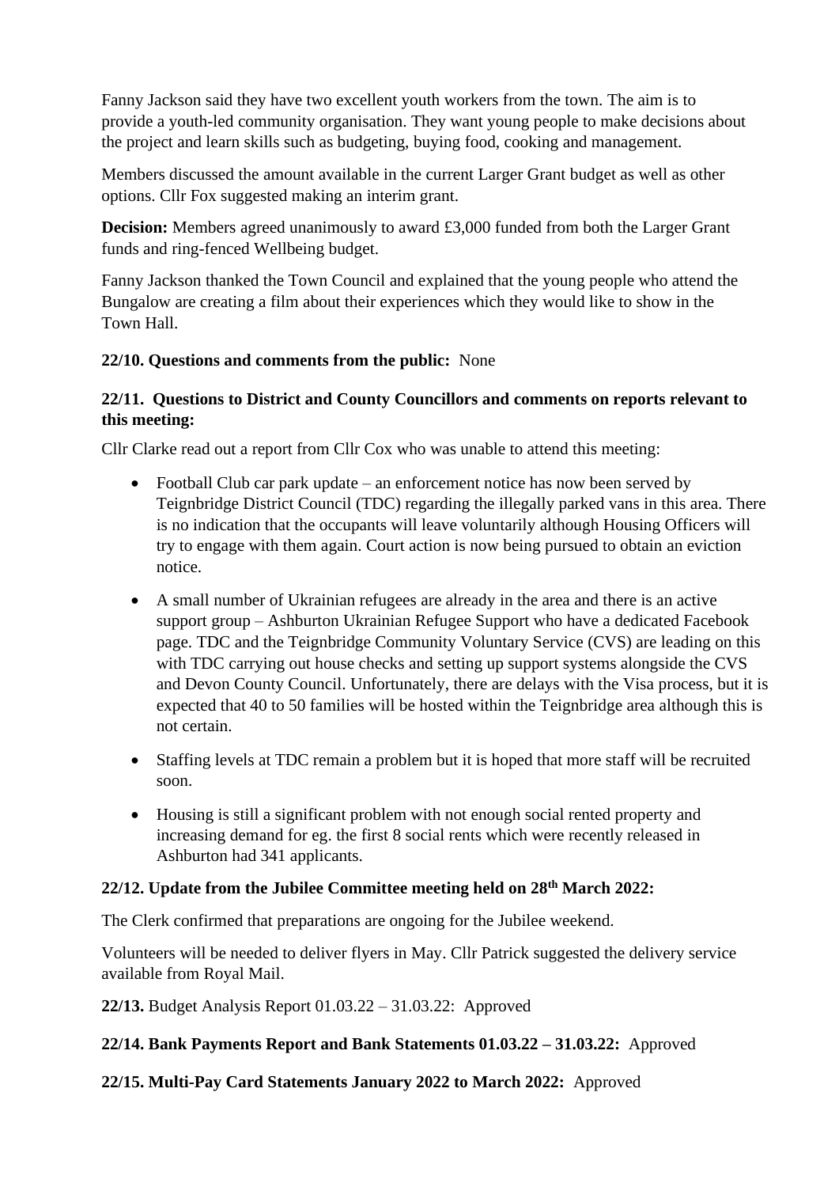Fanny Jackson said they have two excellent youth workers from the town. The aim is to provide a youth-led community organisation. They want young people to make decisions about the project and learn skills such as budgeting, buying food, cooking and management.

Members discussed the amount available in the current Larger Grant budget as well as other options. Cllr Fox suggested making an interim grant.

**Decision:** Members agreed unanimously to award £3,000 funded from both the Larger Grant funds and ring-fenced Wellbeing budget.

Fanny Jackson thanked the Town Council and explained that the young people who attend the Bungalow are creating a film about their experiences which they would like to show in the Town Hall.

**22/10. Questions and comments from the public:** None

**22/11. Questions to District and County Councillors and comments on reports relevant to this meeting:**

Cllr Clarke read out a report from Cllr Cox who was unable to attend this meeting:

- Football Club car park update – an enforcement notice has now been served by Teignbridge District Council (TDC) regarding the illegally parked vans in this area. There is no indication that the occupants will leave voluntarily although Housing Officers will try to engage with them again. Court action is now being pursued to obtain an eviction notice.
- A small number of Ukrainian refugees are already in the area and there is an active support group – Ashburton Ukrainian Refugee Support who have a dedicated Facebook page. TDC and the Teignbridge Community Voluntary Service (CVS) are leading on this with TDC carrying out house checks and setting up support systems alongside the CVS and Devon County Council. Unfortunately, there are delays with the Visa process, but it is expected that 40 to 50 families will be hosted within the Teignbridge area although this is not certain.
- Staffing levels at TDC remain a problem but it is hoped that more staff will be recruited soon.
- Housing is still a significant problem with not enough social rented property and increasing demand for eg. the first 8 social rents which were recently released in Ashburton had 341 applicants.

**22/12. Update from the Jubilee Committee meeting held on 28th March 2022:**

The Clerk confirmed that preparations are ongoing for the Jubilee weekend.

Volunteers will be needed to deliver flyers in May. Cllr Patrick suggested the delivery service available from Royal Mail.

**22/13.** Budget Analysis Report 01.03.22 – 31.03.22: Approved

**22/14. Bank Payments Report and Bank Statements 01.03.22 – 31.03.22:** Approved

**22/15. Multi-Pay Card Statements January 2022 to March 2022:** Approved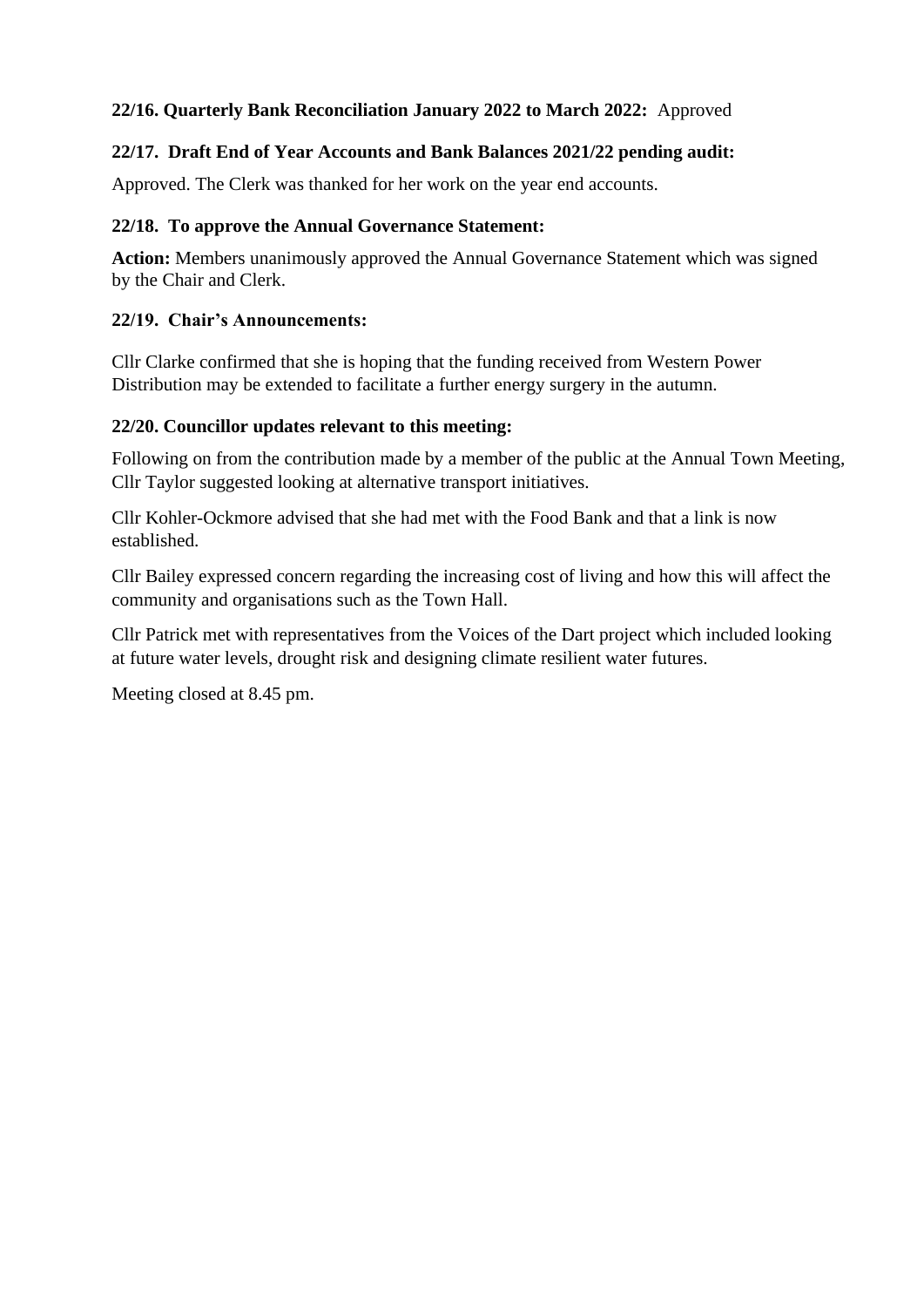**22/16. Quarterly Bank Reconciliation January 2022 to March 2022:** Approved

**22/17. Draft End of Year Accounts and Bank Balances 2021/22 pending audit:**

Approved. The Clerk was thanked for her work on the year end accounts.

**22/18. To approve the Annual Governance Statement:**

**Action:** Members unanimously approved the Annual Governance Statement which was signed by the Chair and Clerk.

**22/19. Chair's Announcements:**

Cllr Clarke confirmed that she is hoping that the funding received from Western Power Distribution may be extended to facilitate a further energy surgery in the autumn.

**22/20. Councillor updates relevant to this meeting:**

Following on from the contribution made by a member of the public at the Annual Town Meeting, Cllr Taylor suggested looking at alternative transport initiatives.

Cllr Kohler-Ockmore advised that she had met with the Food Bank and that a link is now established.

Cllr Bailey expressed concern regarding the increasing cost of living and how this will affect the community and organisations such as the Town Hall.

Cllr Patrick met with representatives from the Voices of the Dart project which included looking at future water levels, drought risk and designing climate resilient water futures.

Meeting closed at 8.45 pm.